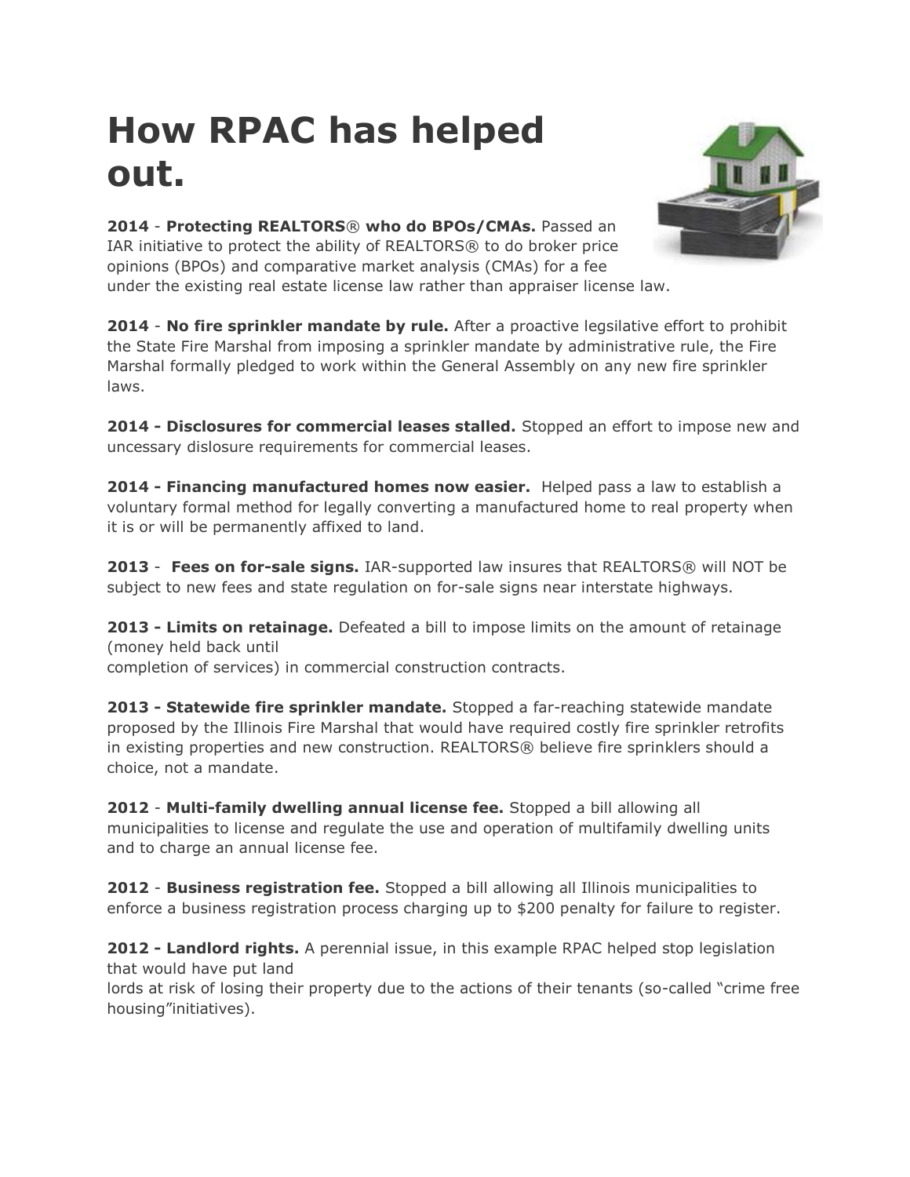# How RPAC has helped out.

**2014** - **Protecting REALTORS® who do BPOs/CMAs.** Passed an IAR initiative to protect the ability of REALTORS® to do broker price opinions (BPOs) and comparative market analysis (CMAs) for a fee under the existing real estate license law rather than appraiser license law.

**2014** - **No fire sprinkler mandate by rule.** After a proactive legsilative effort to prohibit the State Fire Marshal from imposing a sprinkler mandate by administrative rule, the Fire Marshal formally pledged to work within the General Assembly on any new fire sprinkler laws.

**2014 - Disclosures for commercial leases stalled.** Stopped an effort to impose new and uncessary dislosure requirements for commercial leases.

**2014 - Financing manufactured homes now easier.** Helped pass a law to establish a voluntary formal method for legally converting a manufactured home to real property when it is or will be permanently affixed to land.

**2013** - **Fees on for-sale signs.** IAR-supported law insures that REALTORS® will NOT be subject to new fees and state regulation on for-sale signs near interstate highways.

**2013 - Limits on retainage.** Defeated a bill to impose limits on the amount of retainage (money held back until completion of services) in commercial construction contracts.

**2013 - Statewide fire sprinkler mandate.** Stopped a far-reaching statewide mandate proposed by the Illinois Fire Marshal that would have required costly fire sprinkler retrofits in existing properties and new construction. REALTORS® believe fire sprinklers should a choice, not a mandate.

**2012** - **Multi-family dwelling annual license fee.** Stopped a bill allowing all municipalities to license and regulate the use and operation of multifamily dwelling units and to charge an annual license fee.

**2012** - **Business registration fee.** Stopped a bill allowing all Illinois municipalities to enforce a business registration process charging up to $200 penalty for failure to register.

**2012 - Landlord rights.** A perennial issue, in this example RPAC helped stop legislation that would have put landlords at risk of losing their property due to the actions of their tenants (so-called "crime free housing"initiatives).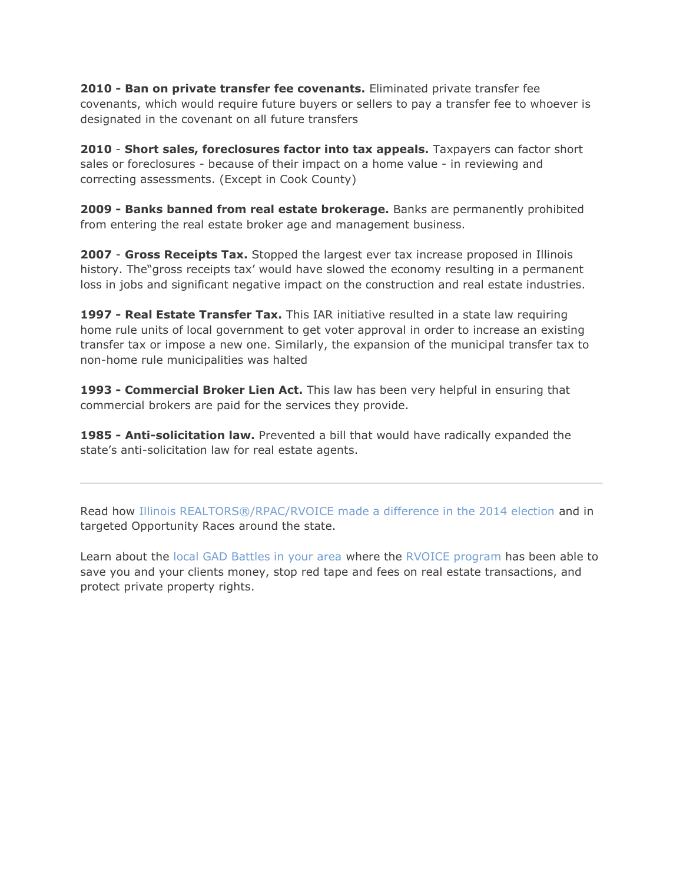**2010 - Ban on private transfer fee covenants.** Eliminated private transfer fee covenants, which would require future buyers or sellers to pay a transfer fee to whoever is designated in the covenant on all future transfers

**2010** - **Short sales, foreclosures factor into tax appeals.** Taxpayers can factor short sales or foreclosures - because of their impact on a home value - in reviewing and correcting assessments. (Except in Cook County)

**2009 - Banks banned from real estate brokerage.** Banks are permanently prohibited from entering the real estate broker age and management business.

**2007** - **Gross Receipts Tax.** Stopped the largest ever tax increase proposed in Illinois history. The"gross receipts tax' would have slowed the economy resulting in a permanent loss in jobs and significant negative impact on the construction and real estate industries.

**1997 - Real Estate Transfer Tax.** This IAR initiative resulted in a state law requiring home rule units of local government to get voter approval in order to increase an existing transfer tax or impose a new one. Similarly, the expansion of the municipal transfer tax to non-home rule municipalities was halted

**1993 - Commercial Broker Lien Act.** This law has been very helpful in ensuring that commercial brokers are paid for the services they provide.

**1985 - Anti-solicitation law.** Prevented a bill that would have radically expanded the state's anti-solicitation law for real estate agents.

---

Read how Illinois REALTORS®/RPAC/RVOICE made a difference in the 2014 election and in targeted Opportunity Races around the state.

Learn about the local GAD Battles in your area where the RVOICE program has been able to save you and your clients money, stop red tape and fees on real estate transactions, and protect private property rights.